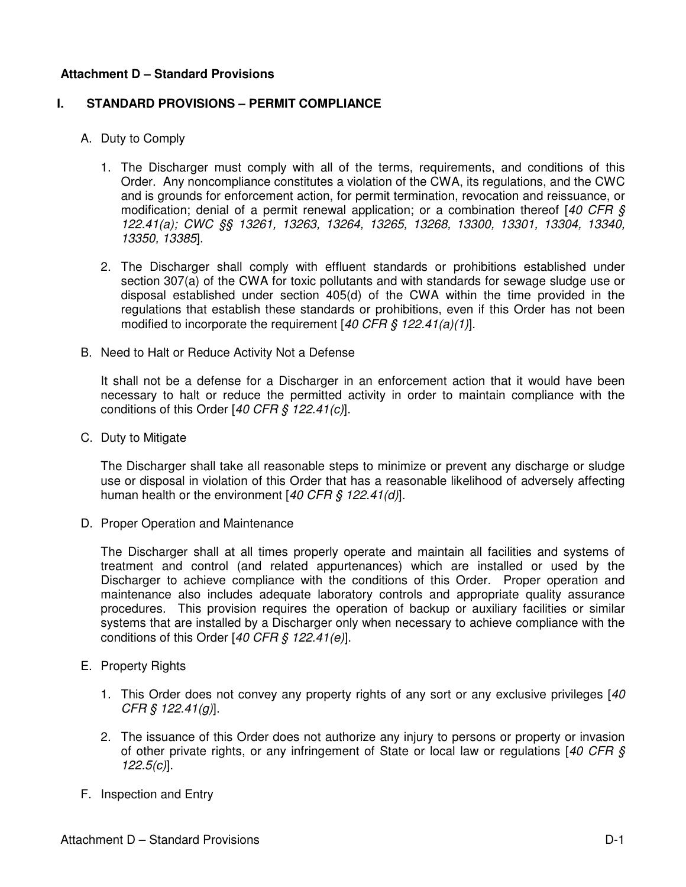## Attachment D – Standard Provisions

### I. STANDARD PROVISIONS – PERMIT COMPLIANCE

A. Duty to Comply

1. The Discharger must comply with all of the terms, requirements, and conditions of this Order. Any noncompliance constitutes a violation of the CWA, its regulations, and the CWC and is grounds for enforcement action, for permit termination, revocation and reissuance, or modification; denial of a permit renewal application; or a combination thereof [*40 CFR § 122.41(a); CWC §§ 13261, 13263, 13264, 13265, 13268, 13300, 13301, 13304, 13340, 13350, 13385*].

2. The Discharger shall comply with effluent standards or prohibitions established under section 307(a) of the CWA for toxic pollutants and with standards for sewage sludge use or disposal established under section 405(d) of the CWA within the time provided in the regulations that establish these standards or prohibitions, even if this Order has not been modified to incorporate the requirement [*40 CFR § 122.41(a)(1)*].

B. Need to Halt or Reduce Activity Not a Defense

It shall not be a defense for a Discharger in an enforcement action that it would have been necessary to halt or reduce the permitted activity in order to maintain compliance with the conditions of this Order [*40 CFR § 122.41(c)*].

C. Duty to Mitigate

The Discharger shall take all reasonable steps to minimize or prevent any discharge or sludge use or disposal in violation of this Order that has a reasonable likelihood of adversely affecting human health or the environment [*40 CFR § 122.41(d)*].

D. Proper Operation and Maintenance

The Discharger shall at all times properly operate and maintain all facilities and systems of treatment and control (and related appurtenances) which are installed or used by the Discharger to achieve compliance with the conditions of this Order. Proper operation and maintenance also includes adequate laboratory controls and appropriate quality assurance procedures. This provision requires the operation of backup or auxiliary facilities or similar systems that are installed by a Discharger only when necessary to achieve compliance with the conditions of this Order [*40 CFR § 122.41(e)*].

E. Property Rights

1. This Order does not convey any property rights of any sort or any exclusive privileges [*40 CFR § 122.41(g)*].

2. The issuance of this Order does not authorize any injury to persons or property or invasion of other private rights, or any infringement of State or local law or regulations [*40 CFR § 122.5(c)*].

F. Inspection and Entry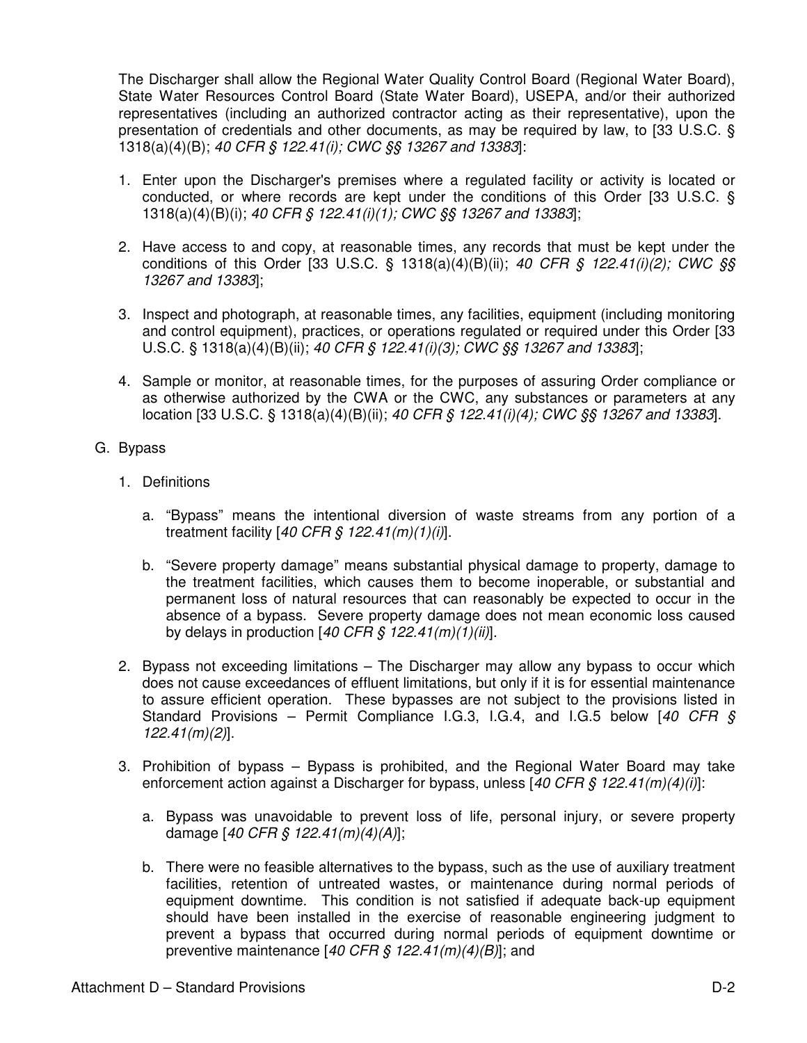The Discharger shall allow the Regional Water Quality Control Board (Regional Water Board), State Water Resources Control Board (State Water Board), USEPA, and/or their authorized representatives (including an authorized contractor acting as their representative), upon the presentation of credentials and other documents, as may be required by law, to [33 U.S.C. § 1318(a)(4)(B); *40 CFR § 122.41(i); CWC §§ 13267 and 13383*]:

1. Enter upon the Discharger's premises where a regulated facility or activity is located or conducted, or where records are kept under the conditions of this Order [33 U.S.C. § 1318(a)(4)(B)(i); *40 CFR § 122.41(i)(1); CWC §§ 13267 and 13383*];

2. Have access to and copy, at reasonable times, any records that must be kept under the conditions of this Order [33 U.S.C. § 1318(a)(4)(B)(ii); *40 CFR § 122.41(i)(2); CWC §§ 13267 and 13383*];

3. Inspect and photograph, at reasonable times, any facilities, equipment (including monitoring and control equipment), practices, or operations regulated or required under this Order [33 U.S.C. § 1318(a)(4)(B)(ii); *40 CFR § 122.41(i)(3); CWC §§ 13267 and 13383*];

4. Sample or monitor, at reasonable times, for the purposes of assuring Order compliance or as otherwise authorized by the CWA or the CWC, any substances or parameters at any location [33 U.S.C. § 1318(a)(4)(B)(ii); *40 CFR § 122.41(i)(4); CWC §§ 13267 and 13383*].

G. Bypass

1. Definitions

   a. "Bypass" means the intentional diversion of waste streams from any portion of a treatment facility [*40 CFR § 122.41(m)(1)(i)*].

   b. "Severe property damage" means substantial physical damage to property, damage to the treatment facilities, which causes them to become inoperable, or substantial and permanent loss of natural resources that can reasonably be expected to occur in the absence of a bypass. Severe property damage does not mean economic loss caused by delays in production [*40 CFR § 122.41(m)(1)(ii)*].

2. Bypass not exceeding limitations – The Discharger may allow any bypass to occur which does not cause exceedances of effluent limitations, but only if it is for essential maintenance to assure efficient operation. These bypasses are not subject to the provisions listed in Standard Provisions – Permit Compliance I.G.3, I.G.4, and I.G.5 below [*40 CFR § 122.41(m)(2)*].

3. Prohibition of bypass – Bypass is prohibited, and the Regional Water Board may take enforcement action against a Discharger for bypass, unless [*40 CFR § 122.41(m)(4)(i)*]:

   a. Bypass was unavoidable to prevent loss of life, personal injury, or severe property damage [*40 CFR § 122.41(m)(4)(A)*];

   b. There were no feasible alternatives to the bypass, such as the use of auxiliary treatment facilities, retention of untreated wastes, or maintenance during normal periods of equipment downtime. This condition is not satisfied if adequate back-up equipment should have been installed in the exercise of reasonable engineering judgment to prevent a bypass that occurred during normal periods of equipment downtime or preventive maintenance [*40 CFR § 122.41(m)(4)(B)*]; and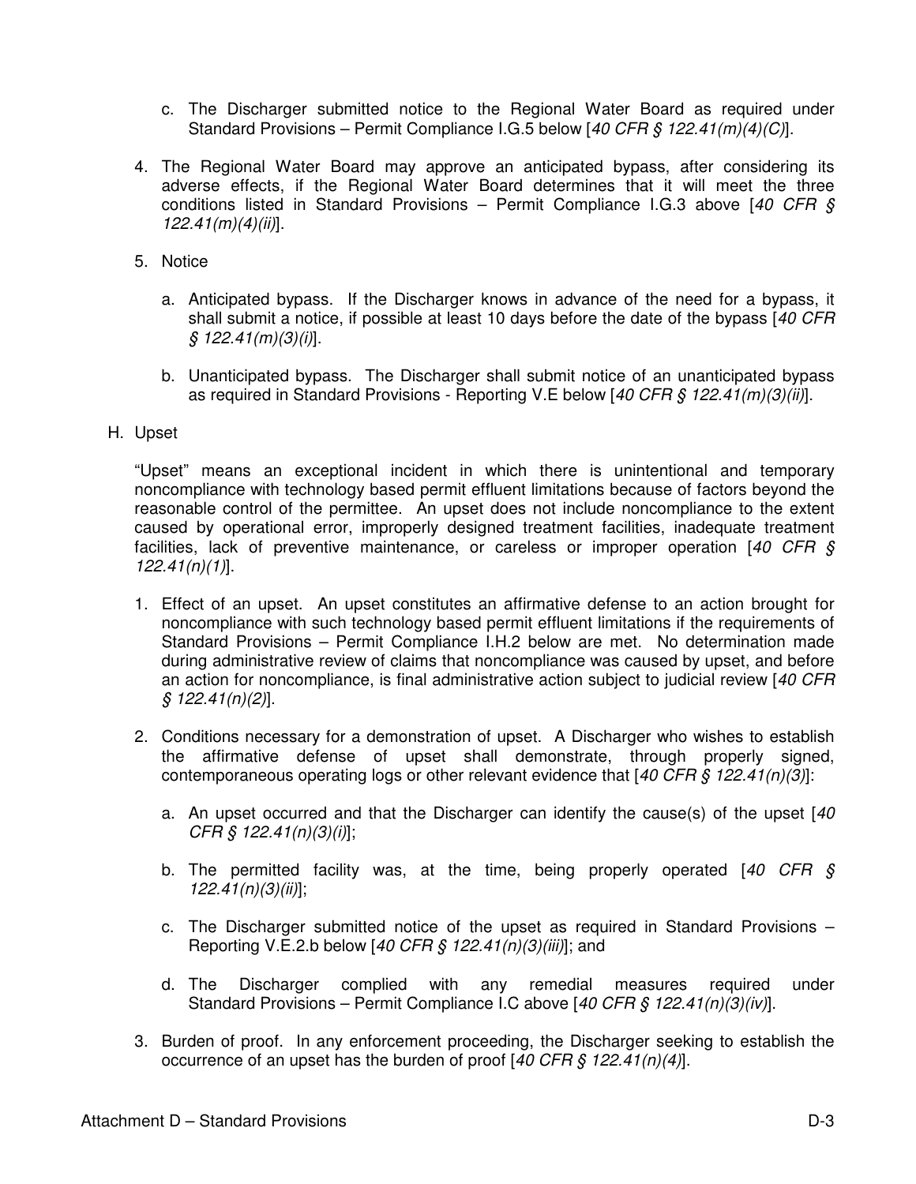c. The Discharger submitted notice to the Regional Water Board as required under Standard Provisions – Permit Compliance I.G.5 below [*40 CFR § 122.41(m)(4)(C)*].

4. The Regional Water Board may approve an anticipated bypass, after considering its adverse effects, if the Regional Water Board determines that it will meet the three conditions listed in Standard Provisions – Permit Compliance I.G.3 above [*40 CFR § 122.41(m)(4)(ii)*].

5. Notice

   a. Anticipated bypass. If the Discharger knows in advance of the need for a bypass, it shall submit a notice, if possible at least 10 days before the date of the bypass [*40 CFR § 122.41(m)(3)(i)*].

   b. Unanticipated bypass. The Discharger shall submit notice of an unanticipated bypass as required in Standard Provisions - Reporting V.E below [*40 CFR § 122.41(m)(3)(ii)*].

H. Upset

"Upset" means an exceptional incident in which there is unintentional and temporary noncompliance with technology based permit effluent limitations because of factors beyond the reasonable control of the permittee. An upset does not include noncompliance to the extent caused by operational error, improperly designed treatment facilities, inadequate treatment facilities, lack of preventive maintenance, or careless or improper operation [*40 CFR § 122.41(n)(1)*].

1. Effect of an upset. An upset constitutes an affirmative defense to an action brought for noncompliance with such technology based permit effluent limitations if the requirements of Standard Provisions – Permit Compliance I.H.2 below are met. No determination made during administrative review of claims that noncompliance was caused by upset, and before an action for noncompliance, is final administrative action subject to judicial review [*40 CFR § 122.41(n)(2)*].

2. Conditions necessary for a demonstration of upset. A Discharger who wishes to establish the affirmative defense of upset shall demonstrate, through properly signed, contemporaneous operating logs or other relevant evidence that [*40 CFR § 122.41(n)(3)*]:

   a. An upset occurred and that the Discharger can identify the cause(s) of the upset [*40 CFR § 122.41(n)(3)(i)*];

   b. The permitted facility was, at the time, being properly operated [*40 CFR § 122.41(n)(3)(ii)*];

   c. The Discharger submitted notice of the upset as required in Standard Provisions – Reporting V.E.2.b below [*40 CFR § 122.41(n)(3)(iii)*]; and

   d. The Discharger complied with any remedial measures required under Standard Provisions – Permit Compliance I.C above [*40 CFR § 122.41(n)(3)(iv)*].

3. Burden of proof. In any enforcement proceeding, the Discharger seeking to establish the occurrence of an upset has the burden of proof [*40 CFR § 122.41(n)(4)*].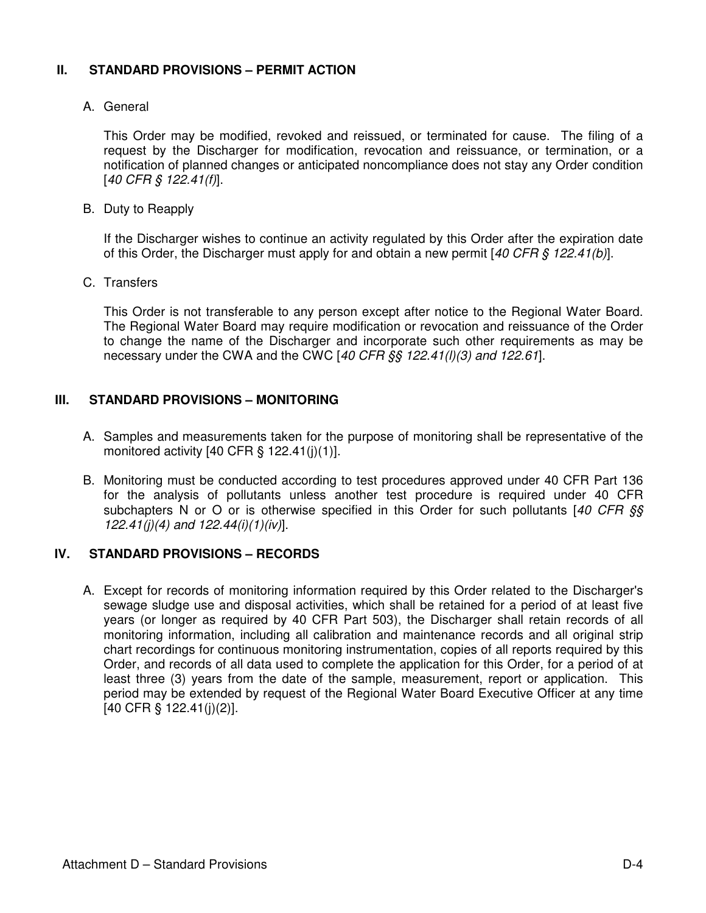## II. STANDARD PROVISIONS – PERMIT ACTION

A. General

This Order may be modified, revoked and reissued, or terminated for cause. The filing of a request by the Discharger for modification, revocation and reissuance, or termination, or a notification of planned changes or anticipated noncompliance does not stay any Order condition [*40 CFR § 122.41(f)*].

B. Duty to Reapply

If the Discharger wishes to continue an activity regulated by this Order after the expiration date of this Order, the Discharger must apply for and obtain a new permit [*40 CFR § 122.41(b)*].

C. Transfers

This Order is not transferable to any person except after notice to the Regional Water Board. The Regional Water Board may require modification or revocation and reissuance of the Order to change the name of the Discharger and incorporate such other requirements as may be necessary under the CWA and the CWC [*40 CFR §§ 122.41(l)(3) and 122.61*].

## III. STANDARD PROVISIONS – MONITORING

A. Samples and measurements taken for the purpose of monitoring shall be representative of the monitored activity [40 CFR § 122.41(j)(1)].

B. Monitoring must be conducted according to test procedures approved under 40 CFR Part 136 for the analysis of pollutants unless another test procedure is required under 40 CFR subchapters N or O or is otherwise specified in this Order for such pollutants [*40 CFR §§ 122.41(j)(4) and 122.44(i)(1)(iv)*].

## IV. STANDARD PROVISIONS – RECORDS

A. Except for records of monitoring information required by this Order related to the Discharger's sewage sludge use and disposal activities, which shall be retained for a period of at least five years (or longer as required by 40 CFR Part 503), the Discharger shall retain records of all monitoring information, including all calibration and maintenance records and all original strip chart recordings for continuous monitoring instrumentation, copies of all reports required by this Order, and records of all data used to complete the application for this Order, for a period of at least three (3) years from the date of the sample, measurement, report or application. This period may be extended by request of the Regional Water Board Executive Officer at any time [40 CFR § 122.41(j)(2)].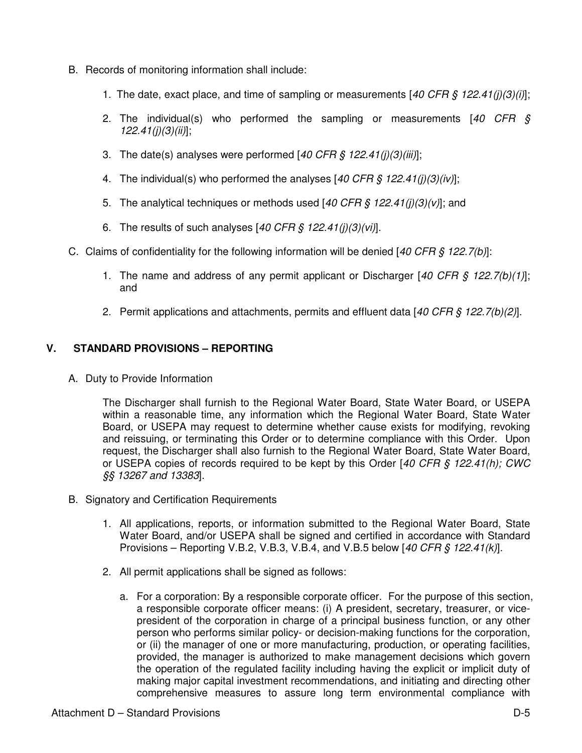B. Records of monitoring information shall include:

1. The date, exact place, and time of sampling or measurements [*40 CFR § 122.41(j)(3)(i)*];

2. The individual(s) who performed the sampling or measurements [*40 CFR § 122.41(j)(3)(ii)*];

3. The date(s) analyses were performed [*40 CFR § 122.41(j)(3)(iii)*];

4. The individual(s) who performed the analyses [*40 CFR § 122.41(j)(3)(iv)*];

5. The analytical techniques or methods used [*40 CFR § 122.41(j)(3)(v)*]; and

6. The results of such analyses [*40 CFR § 122.41(j)(3)(vi)*].

C. Claims of confidentiality for the following information will be denied [*40 CFR § 122.7(b)*]:

1. The name and address of any permit applicant or Discharger [*40 CFR § 122.7(b)(1)*]; and

2. Permit applications and attachments, permits and effluent data [*40 CFR § 122.7(b)(2)*].

## V. STANDARD PROVISIONS – REPORTING

A. Duty to Provide Information

The Discharger shall furnish to the Regional Water Board, State Water Board, or USEPA within a reasonable time, any information which the Regional Water Board, State Water Board, or USEPA may request to determine whether cause exists for modifying, revoking and reissuing, or terminating this Order or to determine compliance with this Order. Upon request, the Discharger shall also furnish to the Regional Water Board, State Water Board, or USEPA copies of records required to be kept by this Order [*40 CFR § 122.41(h); CWC §§ 13267 and 13383*].

B. Signatory and Certification Requirements

1. All applications, reports, or information submitted to the Regional Water Board, State Water Board, and/or USEPA shall be signed and certified in accordance with Standard Provisions – Reporting V.B.2, V.B.3, V.B.4, and V.B.5 below [*40 CFR § 122.41(k)*].

2. All permit applications shall be signed as follows:

   a. For a corporation: By a responsible corporate officer. For the purpose of this section, a responsible corporate officer means: (i) A president, secretary, treasurer, or vice-president of the corporation in charge of a principal business function, or any other person who performs similar policy- or decision-making functions for the corporation, or (ii) the manager of one or more manufacturing, production, or operating facilities, provided, the manager is authorized to make management decisions which govern the operation of the regulated facility including having the explicit or implicit duty of making major capital investment recommendations, and initiating and directing other comprehensive measures to assure long term environmental compliance with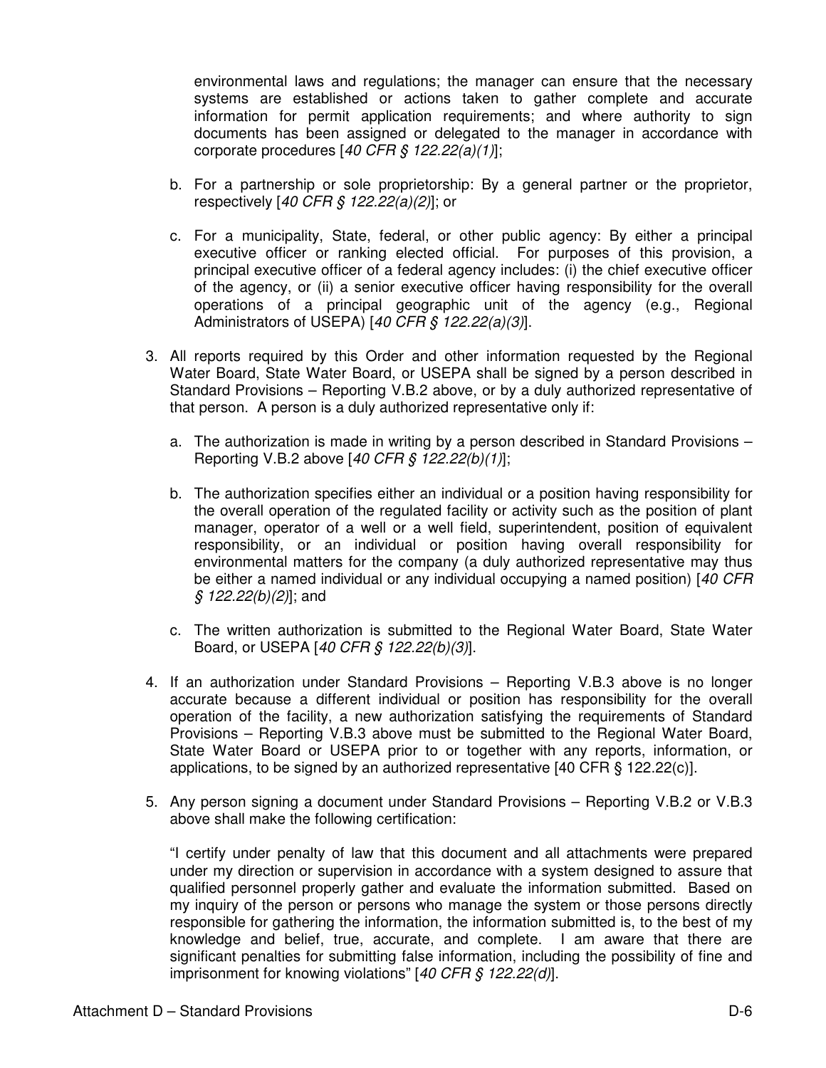environmental laws and regulations; the manager can ensure that the necessary systems are established or actions taken to gather complete and accurate information for permit application requirements; and where authority to sign documents has been assigned or delegated to the manager in accordance with corporate procedures [*40 CFR § 122.22(a)(1)*];

   b. For a partnership or sole proprietorship: By a general partner or the proprietor, respectively [*40 CFR § 122.22(a)(2)*]; or

   c. For a municipality, State, federal, or other public agency: By either a principal executive officer or ranking elected official. For purposes of this provision, a principal executive officer of a federal agency includes: (i) the chief executive officer of the agency, or (ii) a senior executive officer having responsibility for the overall operations of a principal geographic unit of the agency (e.g., Regional Administrators of USEPA) [*40 CFR § 122.22(a)(3)*].

3. All reports required by this Order and other information requested by the Regional Water Board, State Water Board, or USEPA shall be signed by a person described in Standard Provisions – Reporting V.B.2 above, or by a duly authorized representative of that person. A person is a duly authorized representative only if:

   a. The authorization is made in writing by a person described in Standard Provisions – Reporting V.B.2 above [*40 CFR § 122.22(b)(1)*];

   b. The authorization specifies either an individual or a position having responsibility for the overall operation of the regulated facility or activity such as the position of plant manager, operator of a well or a well field, superintendent, position of equivalent responsibility, or an individual or position having overall responsibility for environmental matters for the company (a duly authorized representative may thus be either a named individual or any individual occupying a named position) [*40 CFR § 122.22(b)(2)*]; and

   c. The written authorization is submitted to the Regional Water Board, State Water Board, or USEPA [*40 CFR § 122.22(b)(3)*].

4. If an authorization under Standard Provisions – Reporting V.B.3 above is no longer accurate because a different individual or position has responsibility for the overall operation of the facility, a new authorization satisfying the requirements of Standard Provisions – Reporting V.B.3 above must be submitted to the Regional Water Board, State Water Board or USEPA prior to or together with any reports, information, or applications, to be signed by an authorized representative [40 CFR § 122.22(c)].

5. Any person signing a document under Standard Provisions – Reporting V.B.2 or V.B.3 above shall make the following certification:

   "I certify under penalty of law that this document and all attachments were prepared under my direction or supervision in accordance with a system designed to assure that qualified personnel properly gather and evaluate the information submitted. Based on my inquiry of the person or persons who manage the system or those persons directly responsible for gathering the information, the information submitted is, to the best of my knowledge and belief, true, accurate, and complete. I am aware that there are significant penalties for submitting false information, including the possibility of fine and imprisonment for knowing violations" [*40 CFR § 122.22(d)*].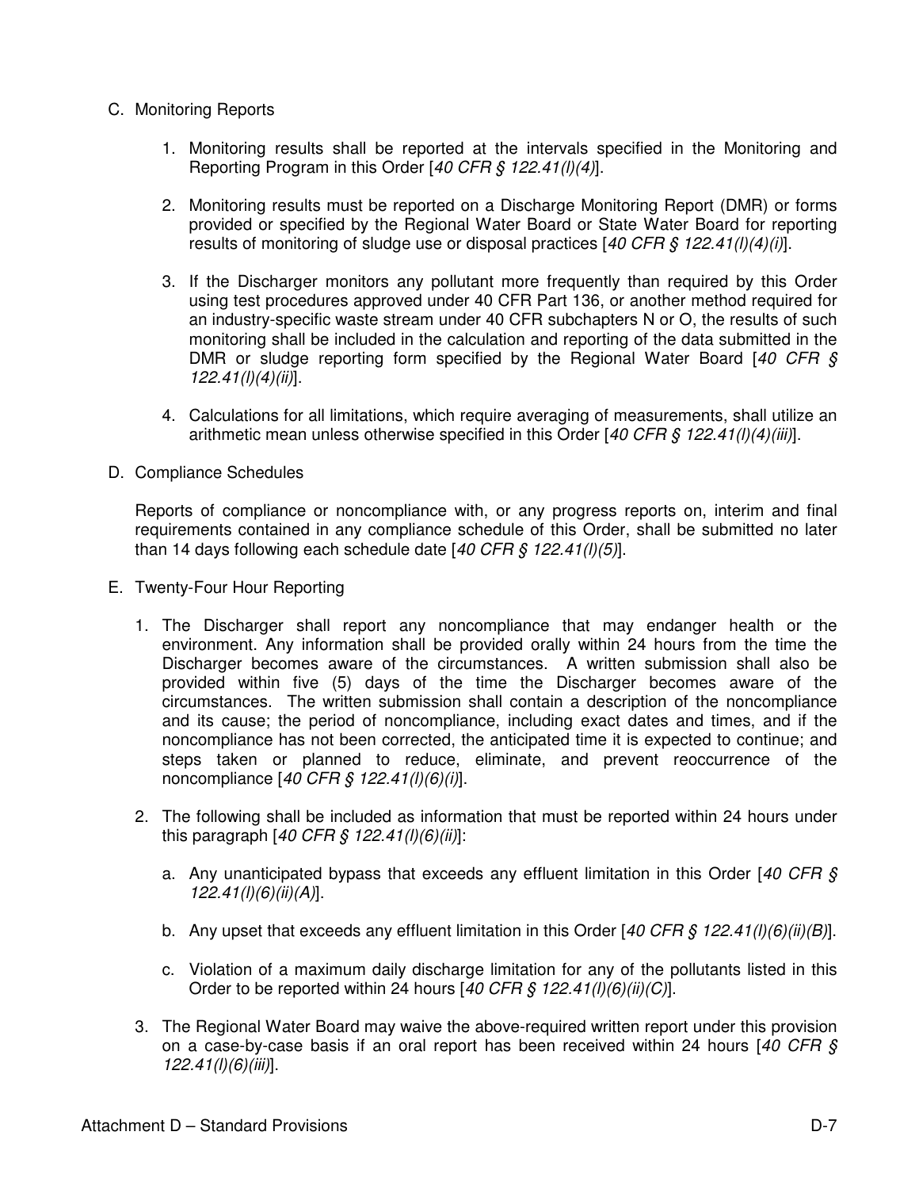C. Monitoring Reports

1. Monitoring results shall be reported at the intervals specified in the Monitoring and Reporting Program in this Order [*40 CFR § 122.41(l)(4)*].

2. Monitoring results must be reported on a Discharge Monitoring Report (DMR) or forms provided or specified by the Regional Water Board or State Water Board for reporting results of monitoring of sludge use or disposal practices [*40 CFR § 122.41(l)(4)(i)*].

3. If the Discharger monitors any pollutant more frequently than required by this Order using test procedures approved under 40 CFR Part 136, or another method required for an industry-specific waste stream under 40 CFR subchapters N or O, the results of such monitoring shall be included in the calculation and reporting of the data submitted in the DMR or sludge reporting form specified by the Regional Water Board [*40 CFR § 122.41(l)(4)(ii)*].

4. Calculations for all limitations, which require averaging of measurements, shall utilize an arithmetic mean unless otherwise specified in this Order [*40 CFR § 122.41(l)(4)(iii)*].

D. Compliance Schedules

Reports of compliance or noncompliance with, or any progress reports on, interim and final requirements contained in any compliance schedule of this Order, shall be submitted no later than 14 days following each schedule date [*40 CFR § 122.41(l)(5)*].

E. Twenty-Four Hour Reporting

1. The Discharger shall report any noncompliance that may endanger health or the environment. Any information shall be provided orally within 24 hours from the time the Discharger becomes aware of the circumstances. A written submission shall also be provided within five (5) days of the time the Discharger becomes aware of the circumstances. The written submission shall contain a description of the noncompliance and its cause; the period of noncompliance, including exact dates and times, and if the noncompliance has not been corrected, the anticipated time it is expected to continue; and steps taken or planned to reduce, eliminate, and prevent reoccurrence of the noncompliance [*40 CFR § 122.41(l)(6)(i)*].

2. The following shall be included as information that must be reported within 24 hours under this paragraph [*40 CFR § 122.41(l)(6)(ii)*]:

   a. Any unanticipated bypass that exceeds any effluent limitation in this Order [*40 CFR § 122.41(l)(6)(ii)(A)*].

   b. Any upset that exceeds any effluent limitation in this Order [*40 CFR § 122.41(l)(6)(ii)(B)*].

   c. Violation of a maximum daily discharge limitation for any of the pollutants listed in this Order to be reported within 24 hours [*40 CFR § 122.41(l)(6)(ii)(C)*].

3. The Regional Water Board may waive the above-required written report under this provision on a case-by-case basis if an oral report has been received within 24 hours [*40 CFR § 122.41(l)(6)(iii)*].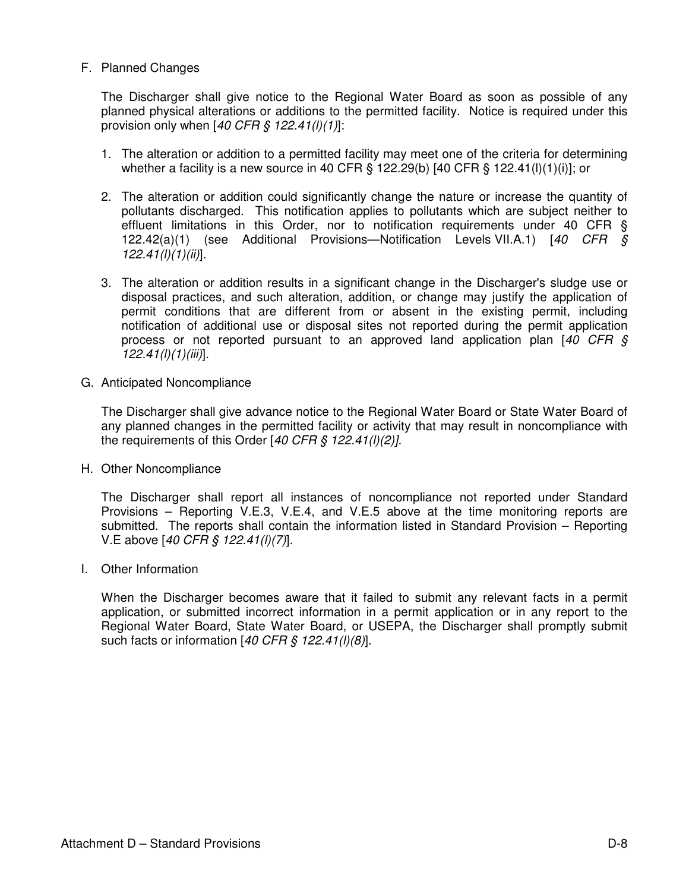F. Planned Changes

The Discharger shall give notice to the Regional Water Board as soon as possible of any planned physical alterations or additions to the permitted facility. Notice is required under this provision only when [*40 CFR § 122.41(l)(1)*]:

1. The alteration or addition to a permitted facility may meet one of the criteria for determining whether a facility is a new source in 40 CFR § 122.29(b) [40 CFR § 122.41(l)(1)(i)]; or

2. The alteration or addition could significantly change the nature or increase the quantity of pollutants discharged. This notification applies to pollutants which are subject neither to effluent limitations in this Order, nor to notification requirements under 40 CFR § 122.42(a)(1) (see Additional Provisions—Notification Levels VII.A.1) [*40 CFR § 122.41(l)(1)(ii)*].

3. The alteration or addition results in a significant change in the Discharger's sludge use or disposal practices, and such alteration, addition, or change may justify the application of permit conditions that are different from or absent in the existing permit, including notification of additional use or disposal sites not reported during the permit application process or not reported pursuant to an approved land application plan [*40 CFR § 122.41(l)(1)(iii)*].

G. Anticipated Noncompliance

The Discharger shall give advance notice to the Regional Water Board or State Water Board of any planned changes in the permitted facility or activity that may result in noncompliance with the requirements of this Order [*40 CFR § 122.41(l)(2)].*

H. Other Noncompliance

The Discharger shall report all instances of noncompliance not reported under Standard Provisions – Reporting V.E.3, V.E.4, and V.E.5 above at the time monitoring reports are submitted. The reports shall contain the information listed in Standard Provision – Reporting V.E above [*40 CFR § 122.41(l)(7)*].

I. Other Information

When the Discharger becomes aware that it failed to submit any relevant facts in a permit application, or submitted incorrect information in a permit application or in any report to the Regional Water Board, State Water Board, or USEPA, the Discharger shall promptly submit such facts or information [*40 CFR § 122.41(l)(8)*].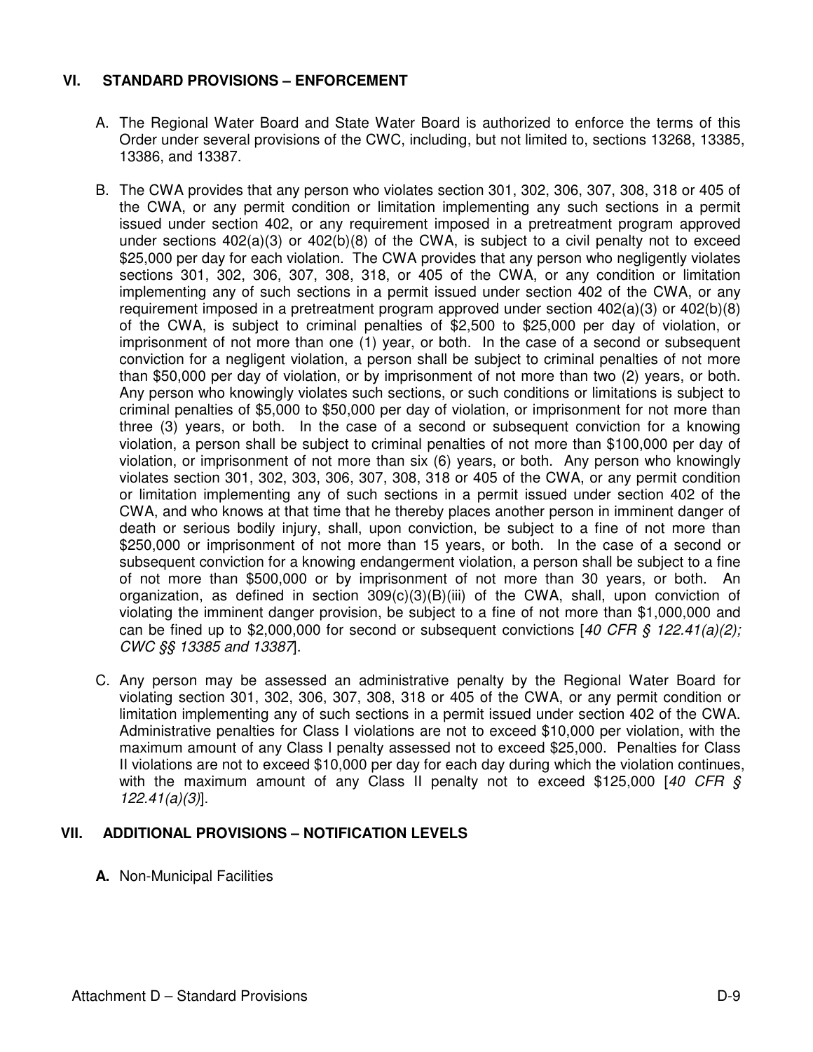## VI. STANDARD PROVISIONS – ENFORCEMENT

A. The Regional Water Board and State Water Board is authorized to enforce the terms of this Order under several provisions of the CWC, including, but not limited to, sections 13268, 13385, 13386, and 13387.

B. The CWA provides that any person who violates section 301, 302, 306, 307, 308, 318 or 405 of the CWA, or any permit condition or limitation implementing any such sections in a permit issued under section 402, or any requirement imposed in a pretreatment program approved under sections 402(a)(3) or 402(b)(8) of the CWA, is subject to a civil penalty not to exceed $25,000 per day for each violation. The CWA provides that any person who negligently violates sections 301, 302, 306, 307, 308, 318, or 405 of the CWA, or any condition or limitation implementing any of such sections in a permit issued under section 402 of the CWA, or any requirement imposed in a pretreatment program approved under section 402(a)(3) or 402(b)(8) of the CWA, is subject to criminal penalties of $2,500 to $25,000 per day of violation, or imprisonment of not more than one (1) year, or both. In the case of a second or subsequent conviction for a negligent violation, a person shall be subject to criminal penalties of not more than $50,000 per day of violation, or by imprisonment of not more than two (2) years, or both. Any person who knowingly violates such sections, or such conditions or limitations is subject to criminal penalties of $5,000 to $50,000 per day of violation, or imprisonment for not more than three (3) years, or both. In the case of a second or subsequent conviction for a knowing violation, a person shall be subject to criminal penalties of not more than $100,000 per day of violation, or imprisonment of not more than six (6) years, or both. Any person who knowingly violates section 301, 302, 303, 306, 307, 308, 318 or 405 of the CWA, or any permit condition or limitation implementing any of such sections in a permit issued under section 402 of the CWA, and who knows at that time that he thereby places another person in imminent danger of death or serious bodily injury, shall, upon conviction, be subject to a fine of not more than $250,000 or imprisonment of not more than 15 years, or both. In the case of a second or subsequent conviction for a knowing endangerment violation, a person shall be subject to a fine of not more than $500,000 or by imprisonment of not more than 30 years, or both. An organization, as defined in section 309(c)(3)(B)(iii) of the CWA, shall, upon conviction of violating the imminent danger provision, be subject to a fine of not more than $1,000,000 and can be fined up to $2,000,000 for second or subsequent convictions [*40 CFR § 122.41(a)(2); CWC §§ 13385 and 13387*].

C. Any person may be assessed an administrative penalty by the Regional Water Board for violating section 301, 302, 306, 307, 308, 318 or 405 of the CWA, or any permit condition or limitation implementing any of such sections in a permit issued under section 402 of the CWA. Administrative penalties for Class I violations are not to exceed $10,000 per violation, with the maximum amount of any Class I penalty assessed not to exceed $25,000. Penalties for Class II violations are not to exceed $10,000 per day for each day during which the violation continues, with the maximum amount of any Class II penalty not to exceed $125,000 [*40 CFR § 122.41(a)(3)*].

## VII. ADDITIONAL PROVISIONS – NOTIFICATION LEVELS

**A.** Non-Municipal Facilities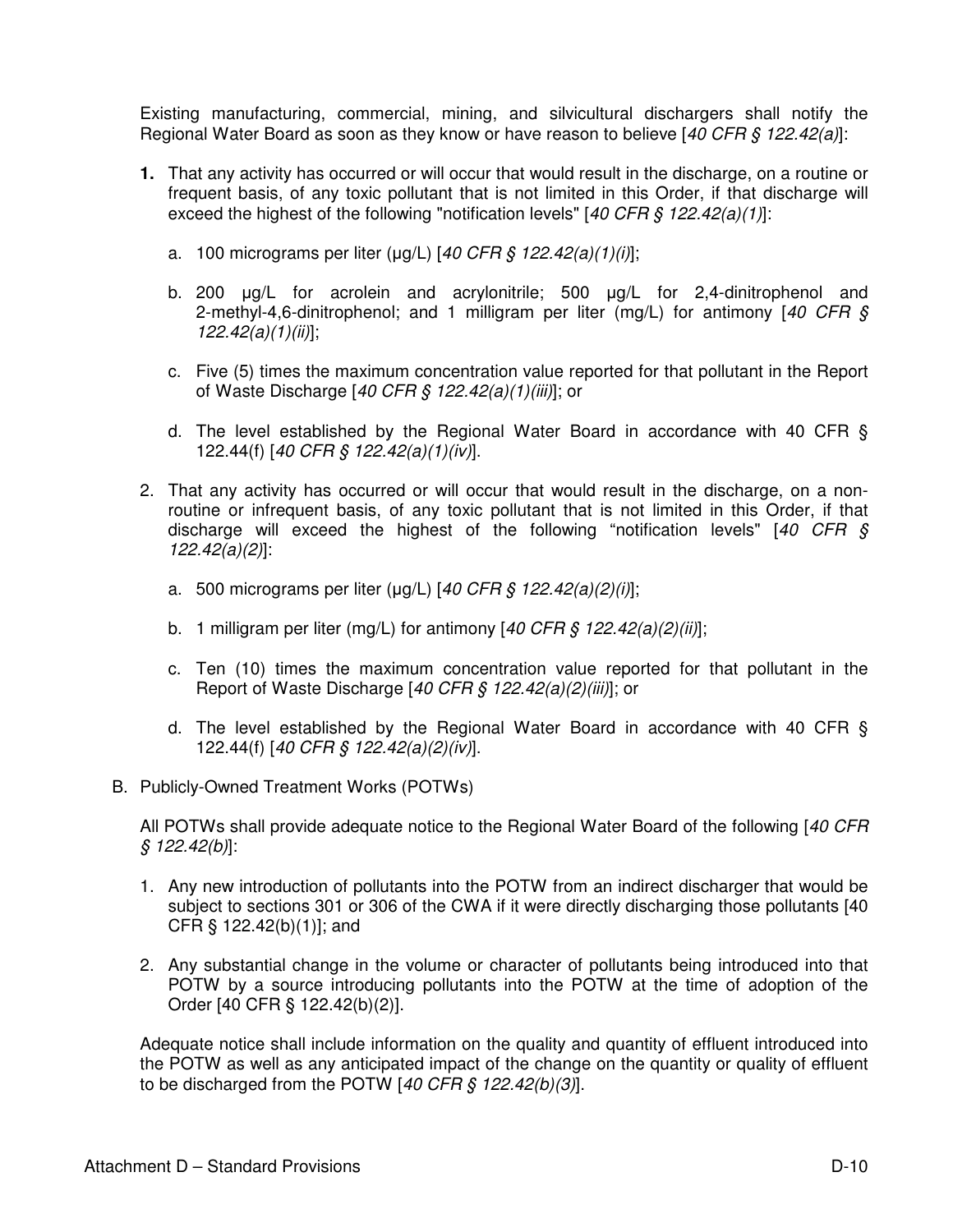Existing manufacturing, commercial, mining, and silvicultural dischargers shall notify the Regional Water Board as soon as they know or have reason to believe [*40 CFR § 122.42(a)*]:

1. That any activity has occurred or will occur that would result in the discharge, on a routine or frequent basis, of any toxic pollutant that is not limited in this Order, if that discharge will exceed the highest of the following "notification levels" [*40 CFR § 122.42(a)(1)*]:

    a. 100 micrograms per liter (μg/L) [*40 CFR § 122.42(a)(1)(i)*];

    b. 200 μg/L for acrolein and acrylonitrile; 500 μg/L for 2,4-dinitrophenol and 2-methyl-4,6-dinitrophenol; and 1 milligram per liter (mg/L) for antimony [*40 CFR § 122.42(a)(1)(ii)*];

    c. Five (5) times the maximum concentration value reported for that pollutant in the Report of Waste Discharge [*40 CFR § 122.42(a)(1)(iii)*]; or

    d. The level established by the Regional Water Board in accordance with 40 CFR § 122.44(f) [*40 CFR § 122.42(a)(1)(iv)*].

2. That any activity has occurred or will occur that would result in the discharge, on a non-routine or infrequent basis, of any toxic pollutant that is not limited in this Order, if that discharge will exceed the highest of the following "notification levels" [*40 CFR § 122.42(a)(2)*]:

    a. 500 micrograms per liter (μg/L) [*40 CFR § 122.42(a)(2)(i)*];

    b. 1 milligram per liter (mg/L) for antimony [*40 CFR § 122.42(a)(2)(ii)*];

    c. Ten (10) times the maximum concentration value reported for that pollutant in the Report of Waste Discharge [*40 CFR § 122.42(a)(2)(iii)*]; or

    d. The level established by the Regional Water Board in accordance with 40 CFR § 122.44(f) [*40 CFR § 122.42(a)(2)(iv)*].

B. Publicly-Owned Treatment Works (POTWs)

All POTWs shall provide adequate notice to the Regional Water Board of the following [*40 CFR § 122.42(b)*]:

1. Any new introduction of pollutants into the POTW from an indirect discharger that would be subject to sections 301 or 306 of the CWA if it were directly discharging those pollutants [40 CFR § 122.42(b)(1)]; and

2. Any substantial change in the volume or character of pollutants being introduced into that POTW by a source introducing pollutants into the POTW at the time of adoption of the Order [40 CFR § 122.42(b)(2)].

Adequate notice shall include information on the quality and quantity of effluent introduced into the POTW as well as any anticipated impact of the change on the quantity or quality of effluent to be discharged from the POTW [*40 CFR § 122.42(b)(3)*].